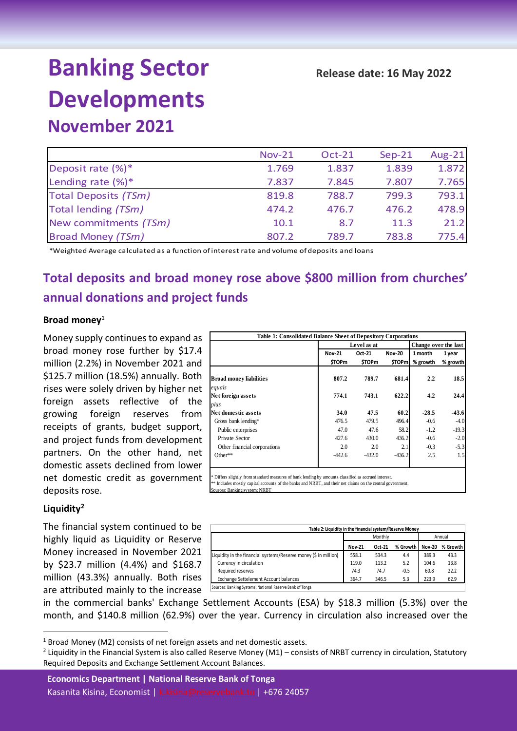# Banking Sector Developments

## November 2021

**Release date: 16 May 2022**

| | Nov-21 | Oct-21 | Sep-21 | Aug-21 |
|---|---|---|---|---|
| Deposit rate (%)* | 1.769 | 1.837 | 1.839 | 1.872 |
| Lending rate (%)* | 7.837 | 7.845 | 7.807 | 7.765 |
| Total Deposits *(TSm)* | 819.8 | 788.7 | 799.3 | 793.1 |
| Total lending *(TSm)* | 474.2 | 476.7 | 476.2 | 478.9 |
| New commitments *(TSm)* | 10.1 | 8.7 | 11.3 | 21.2 |
| Broad Money *(TSm)* | 807.2 | 789.7 | 783.8 | 775.4 |

*Weighted Average calculated as a function of interest rate and volume of deposits and loans

## Total deposits and broad money rose above $800 million from churches' annual donations and project funds

**Broad money**[1]

Money supply continues to expand as broad money rose further by $17.4 million (2.2%) in November 2021 and $125.7 million (18.5%) annually. Both rises were solely driven by higher net foreign assets reflective of the growing foreign reserves from receipts of grants, budget support, and project funds from development partners. On the other hand, net domestic assets declined from lower net domestic credit as government deposits rose.

**Table 1: Consolidated Balance Sheet of Depository Corporations**

| | Level as at | | | Change over the last | |
|---|---|---|---|---|---|
| | Nov-21 | Oct-21 | Nov-20 | 1 month | 1 year |
| | $TOPm | $TOPm | $TOPm | % growth | % growth |
| **Broad money liabilities** | **807.2** | **789.7** | **681.4** | **2.2** | **18.5** |
| *equals* | | | | | |
| **Net foreign assets** | **774.1** | **743.1** | **622.2** | **4.2** | **24.4** |
| *plus* | | | | | |
| **Net domestic assets** | **34.0** | **47.5** | **60.2** | **-28.5** | **-43.6** |
| Gross bank lending* | 476.5 | 479.5 | 496.4 | -0.6 | -4.0 |
| Public enterprises | 47.0 | 47.6 | 58.2 | -1.2 | -19.3 |
| Private Sector | 427.6 | 430.0 | 436.2 | -0.6 | -2.0 |
| Other financial corporations | 2.0 | 2.0 | 2.1 | -0.3 | -5.3 |
| Other** | -442.6 | -432.0 | -436.2 | 2.5 | 1.5 |

\* Differs slightly from standard measures of bank lending by amounts classified as accrued interest.
** Includes mostly capital accounts of the banks and NRBT, and their net claims on the central government.
Sources: Banking system; NRBT

**Liquidity**[2]

The financial system continued to be highly liquid as Liquidity or Reserve Money increased in November 2021 by $23.7 million (4.4%) and $168.7 million (43.3%) annually. Both rises are attributed mainly to the increase in the commercial banks' Exchange Settlement Accounts (ESA) by $18.3 million (5.3%) over the month, and $140.8 million (62.9%) over the year. Currency in circulation also increased over the

**Table 2: Liquidity in the financial system/Reserve Money**

| | Monthly | | | Annual | |
|---|---|---|---|---|---|
| | Nov-21 | Oct-21 | % Growth | Nov-20 | % Growth |
| Liquidity in the financial systems/Reserve money ($ in million) | 558.1 | 534.3 | 4.4 | 389.3 | 43.3 |
| Currency in circulation | 119.0 | 113.2 | 5.2 | 104.6 | 13.8 |
| Required reserves | 74.3 | 74.7 | -0.5 | 60.8 | 22.2 |
| Exchange Settelement Account balances | 364.7 | 346.5 | 5.3 | 223.9 | 62.9 |

Sources: Banking Systems; National Reserve Bank of Tonga

[1] Broad Money (M2) consists of net foreign assets and net domestic assets.

[2] Liquidity in the Financial System is also called Reserve Money (M1) – consists of NRBT currency in circulation, Statutory Required Deposits and Exchange Settlement Account Balances.

**Economics Department | National Reserve Bank of Tonga**
Kasanita Kisina, Economist | k.kisina@reservebank.to | +676 24057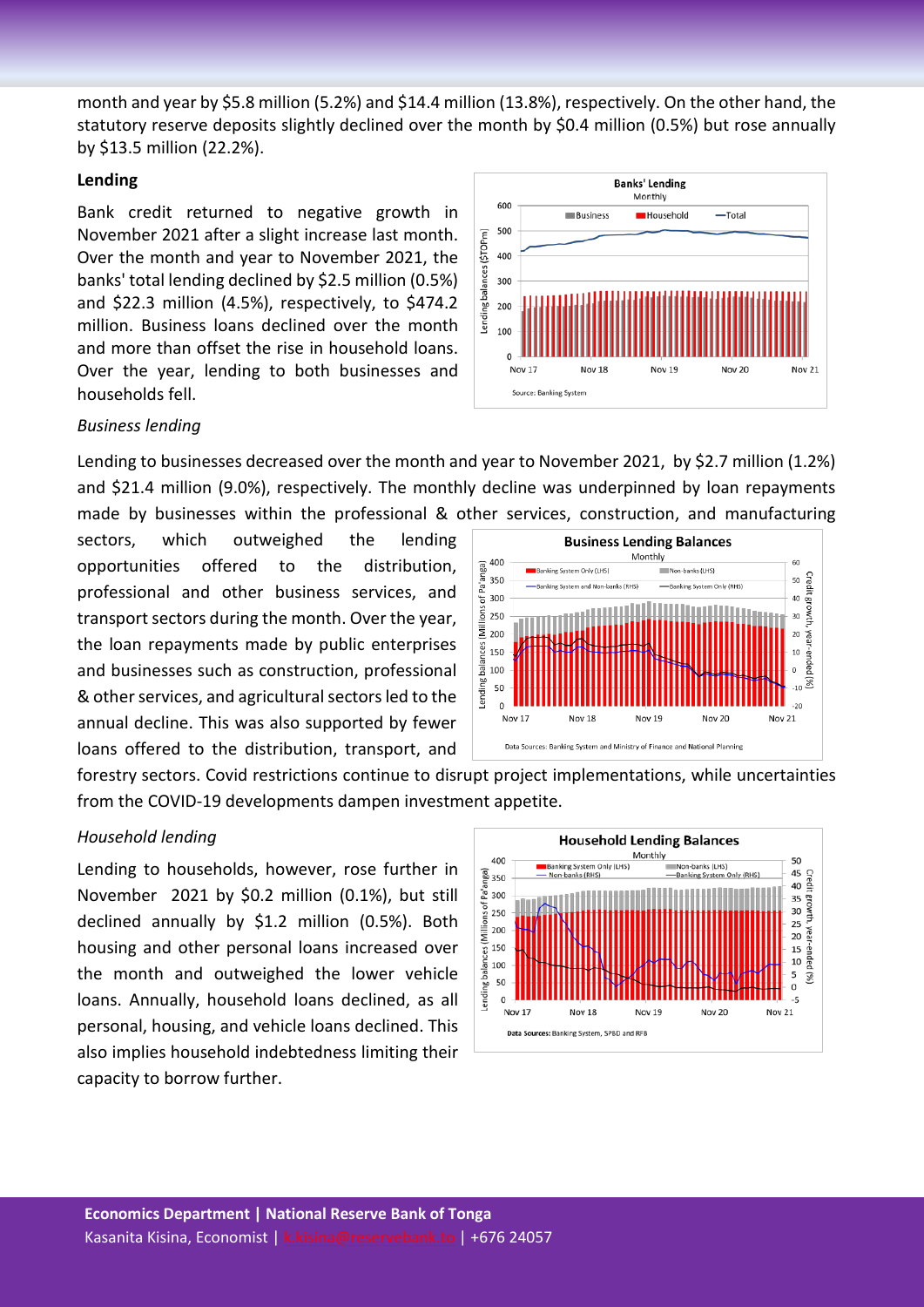month and year by $5.8 million (5.2%) and $14.4 million (13.8%), respectively. On the other hand, the statutory reserve deposits slightly declined over the month by $0.4 million (0.5%) but rose annually by $13.5 million (22.2%).

#### Lending

Bank credit returned to negative growth in November 2021 after a slight increase last month. Over the month and year to November 2021, the banks' total lending declined by $2.5 million (0.5%) and $22.3 million (4.5%), respectively, to $474.2 million. Business loans declined over the month and more than offset the rise in household loans. Over the year, lending to both businesses and households fell.

*Business lending*

Lending to businesses decreased over the month and year to November 2021, by $2.7 million (1.2%) and $21.4 million (9.0%), respectively. The monthly decline was underpinned by loan repayments made by businesses within the professional & other services, construction, and manufacturing sectors, which outweighed the lending opportunities offered to the distribution, professional and other business services, and transport sectors during the month. Over the year, the loan repayments made by public enterprises and businesses such as construction, professional & other services, and agricultural sectors led to the annual decline. This was also supported by fewer loans offered to the distribution, transport, and forestry sectors. Covid restrictions continue to disrupt project implementations, while uncertainties from the COVID-19 developments dampen investment appetite.

*Household lending*

Lending to households, however, rose further in November 2021 by $0.2 million (0.1%), but still declined annually by $1.2 million (0.5%). Both housing and other personal loans increased over the month and outweighed the lower vehicle loans. Annually, household loans declined, as all personal, housing, and vehicle loans declined. This also implies household indebtedness limiting their capacity to borrow further.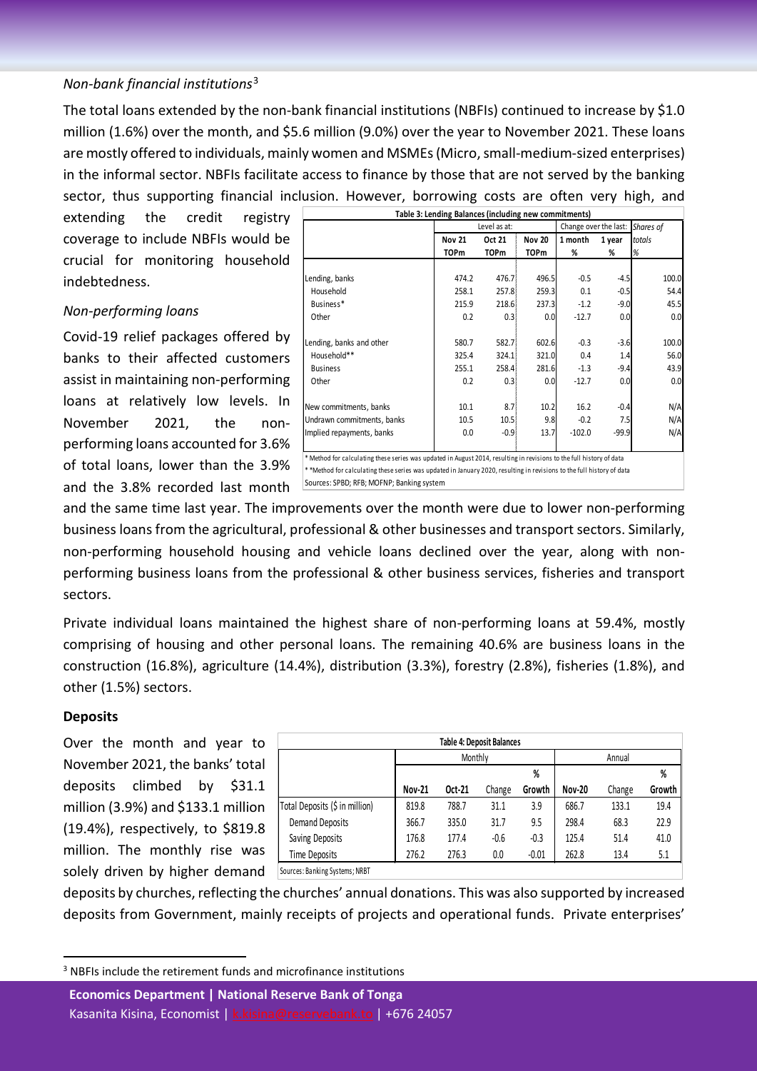*Non-bank financial institutions*[3]

The total loans extended by the non-bank financial institutions (NBFIs) continued to increase by $1.0 million (1.6%) over the month, and $5.6 million (9.0%) over the year to November 2021. These loans are mostly offered to individuals, mainly women and MSMEs (Micro, small-medium-sized enterprises) in the informal sector. NBFIs facilitate access to finance by those that are not served by the banking sector, thus supporting financial inclusion. However, borrowing costs are often very high, and extending the credit registry coverage to include NBFIs would be crucial for monitoring household indebtedness.

**Table 3: Lending Balances (including new commitments)**

| | Level as at: | | | Change over the last: | | Shares of |
|---|---|---|---|---|---|---|
| | Nov 21 | Oct 21 | Nov 20 | 1 month | 1 year | totals |
| | TOPm | TOPm | TOPm | % | % | % |
| Lending, banks | 474.2 | 476.7 | 496.5 | -0.5 | -4.5 | 100.0 |
| Household | 258.1 | 257.8 | 259.3 | 0.1 | -0.5 | 54.4 |
| Business* | 215.9 | 218.6 | 237.3 | -1.2 | -9.0 | 45.5 |
| Other | 0.2 | 0.3 | 0.0 | -12.7 | 0.0 | 0.0 |
| Lending, banks and other | 580.7 | 582.7 | 602.6 | -0.3 | -3.6 | 100.0 |
| Household** | 325.4 | 324.1 | 321.0 | 0.4 | 1.4 | 56.0 |
| Business | 255.1 | 258.4 | 281.6 | -1.3 | -9.4 | 43.9 |
| Other | 0.2 | 0.3 | 0.0 | -12.7 | 0.0 | 0.0 |
| New commitments, banks | 10.1 | 8.7 | 10.2 | 16.2 | -0.4 | N/A |
| Undrawn commitments, banks | 10.5 | 10.5 | 9.8 | -0.2 | 7.5 | N/A |
| Implied repayments, banks | 0.0 | -0.9 | 13.7 | -102.0 | -99.9 | N/A |

\* Method for calculating these series was updated in August 2014, resulting in revisions to the full history of data
\*\*Method for calculating these series was updated in January 2020, resulting in revisions to the full history of data
Sources: SPBD; RFB; MOFNP; Banking system

*Non-performing loans*

Covid-19 relief packages offered by banks to their affected customers assist in maintaining non-performing loans at relatively low levels. In November 2021, the non-performing loans accounted for 3.6% of total loans, lower than the 3.9% and the 3.8% recorded last month and the same time last year. The improvements over the month were due to lower non-performing business loans from the agricultural, professional & other businesses and transport sectors. Similarly, non-performing household housing and vehicle loans declined over the year, along with non-performing business loans from the professional & other business services, fisheries and transport sectors.

Private individual loans maintained the highest share of non-performing loans at 59.4%, mostly comprising of housing and other personal loans. The remaining 40.6% are business loans in the construction (16.8%), agriculture (14.4%), distribution (3.3%), forestry (2.8%), fisheries (1.8%), and other (1.5%) sectors.

**Deposits**

Over the month and year to November 2021, the banks' total deposits climbed by $31.1 million (3.9%) and $133.1 million (19.4%), respectively, to $819.8 million. The monthly rise was solely driven by higher demand deposits by churches, reflecting the churches' annual donations. This was also supported by increased deposits from Government, mainly receipts of projects and operational funds. Private enterprises'

**Table 4: Deposit Balances**

| | Monthly | | | | Annual | | |
|---|---|---|---|---|---|---|---|
| | Nov-21 | Oct-21 | Change | % Growth | Nov-20 | Change | % Growth |
| Total Deposits ($ in million) | 819.8 | 788.7 | 31.1 | 3.9 | 686.7 | 133.1 | 19.4 |
| Demand Deposits | 366.7 | 335.0 | 31.7 | 9.5 | 298.4 | 68.3 | 22.9 |
| Saving Deposits | 176.8 | 177.4 | -0.6 | -0.3 | 125.4 | 51.4 | 41.0 |
| Time Deposits | 276.2 | 276.3 | 0.0 | -0.01 | 262.8 | 13.4 | 5.1 |

Sources: Banking Systems; NRBT

[3] NBFIs include the retirement funds and microfinance institutions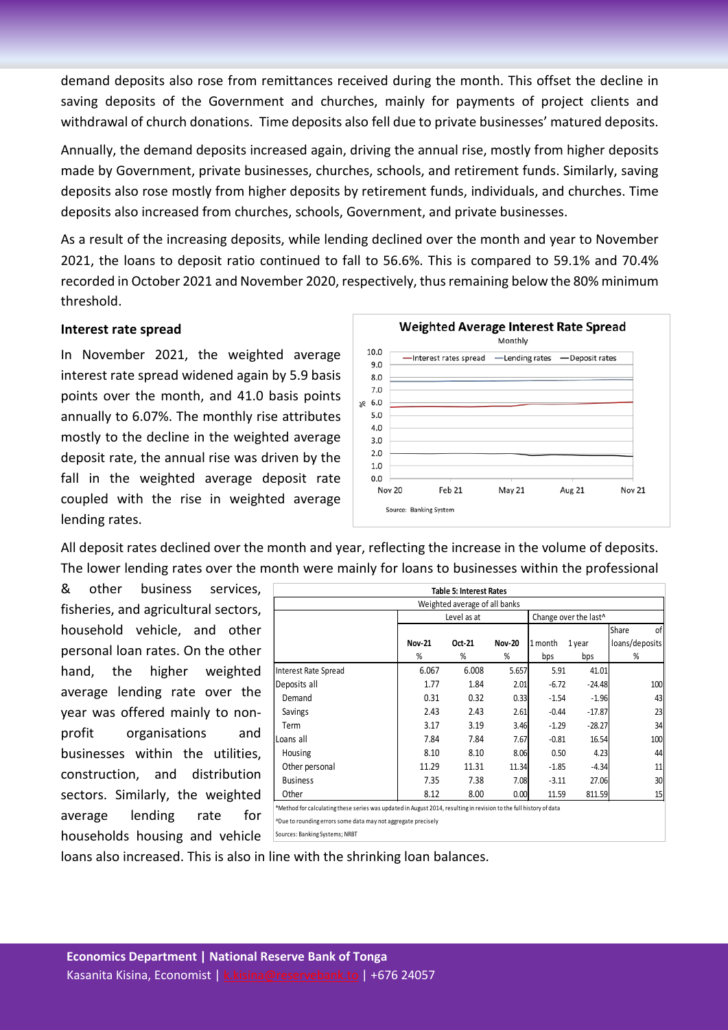demand deposits also rose from remittances received during the month. This offset the decline in saving deposits of the Government and churches, mainly for payments of project clients and withdrawal of church donations. Time deposits also fell due to private businesses' matured deposits.

Annually, the demand deposits increased again, driving the annual rise, mostly from higher deposits made by Government, private businesses, churches, schools, and retirement funds. Similarly, saving deposits also rose mostly from higher deposits by retirement funds, individuals, and churches. Time deposits also increased from churches, schools, Government, and private businesses.

As a result of the increasing deposits, while lending declined over the month and year to November 2021, the loans to deposit ratio continued to fall to 56.6%. This is compared to 59.1% and 70.4% recorded in October 2021 and November 2020, respectively, thus remaining below the 80% minimum threshold.

**Interest rate spread**

In November 2021, the weighted average interest rate spread widened again by 5.9 basis points over the month, and 41.0 basis points annually to 6.07%. The monthly rise attributes mostly to the decline in the weighted average deposit rate, the annual rise was driven by the fall in the weighted average deposit rate coupled with the rise in weighted average lending rates.

All deposit rates declined over the month and year, reflecting the increase in the volume of deposits. The lower lending rates over the month were mainly for loans to businesses within the professional & other business services, fisheries, and agricultural sectors, household vehicle, and other personal loan rates. On the other hand, the higher weighted average lending rate over the year was offered mainly to non-profit organisations and businesses within the utilities, construction, and distribution sectors. Similarly, the weighted average lending rate for households housing and vehicle loans also increased. This is also in line with the shrinking loan balances.

**Table 5: Interest Rates**

Weighted average of all banks

| | Level as at | | | Change over the last^ | | Share of loans/deposits |
|---|---|---|---|---|---|---|
| | Nov-21 | Oct-21 | Nov-20 | 1 month | 1 year | |
| | % | % | % | bps | bps | % |
| Interest Rate Spread | 6.067 | 6.008 | 5.657 | 5.91 | 41.01 | |
| Deposits all | 1.77 | 1.84 | 2.01 | -6.72 | -24.48 | 100 |
| Demand | 0.31 | 0.32 | 0.33 | -1.54 | -1.96 | 43 |
| Savings | 2.43 | 2.43 | 2.61 | -0.44 | -17.87 | 23 |
| Term | 3.17 | 3.19 | 3.46 | -1.29 | -28.27 | 34 |
| Loans all | 7.84 | 7.84 | 7.67 | -0.81 | 16.54 | 100 |
| Housing | 8.10 | 8.10 | 8.06 | 0.50 | 4.23 | 44 |
| Other personal | 11.29 | 11.31 | 11.34 | -1.85 | -4.34 | 11 |
| Business | 7.35 | 7.38 | 7.08 | -3.11 | 27.06 | 30 |
| Other | 8.12 | 8.00 | 0.00 | 11.59 | 811.59 | 15 |

*Method for calculating these series was updated in August 2014, resulting in revision to the full history of data

^Due to rounding errors some data may not aggregate precisely

Sources: Banking Systems; NRBT

**Economics Department | National Reserve Bank of Tonga**

Kasanita Kisina, Economist | k.kisina@reservebank.to | +676 24057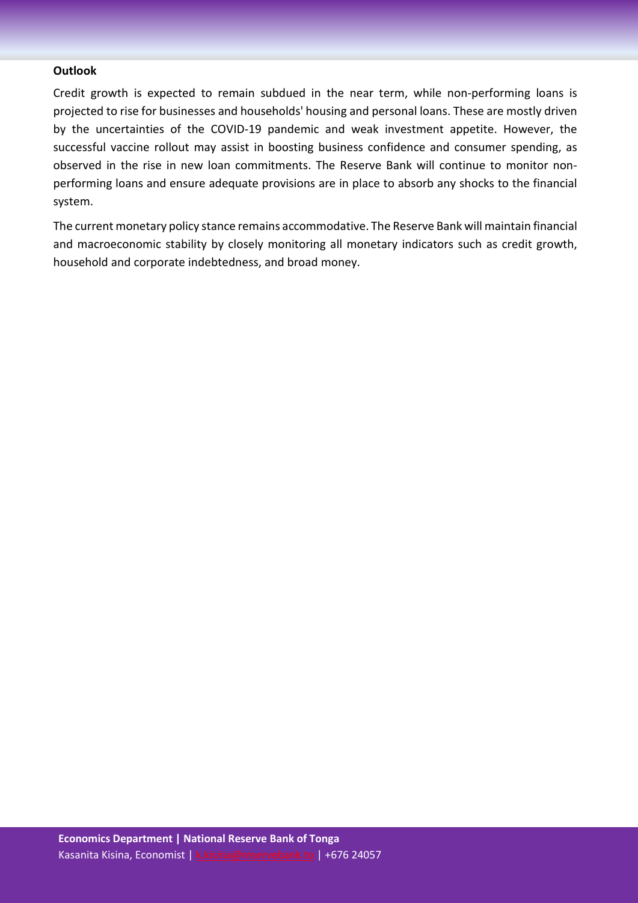**Outlook**

Credit growth is expected to remain subdued in the near term, while non-performing loans is projected to rise for businesses and households' housing and personal loans. These are mostly driven by the uncertainties of the COVID-19 pandemic and weak investment appetite. However, the successful vaccine rollout may assist in boosting business confidence and consumer spending, as observed in the rise in new loan commitments. The Reserve Bank will continue to monitor non-performing loans and ensure adequate provisions are in place to absorb any shocks to the financial system.

The current monetary policy stance remains accommodative. The Reserve Bank will maintain financial and macroeconomic stability by closely monitoring all monetary indicators such as credit growth, household and corporate indebtedness, and broad money.